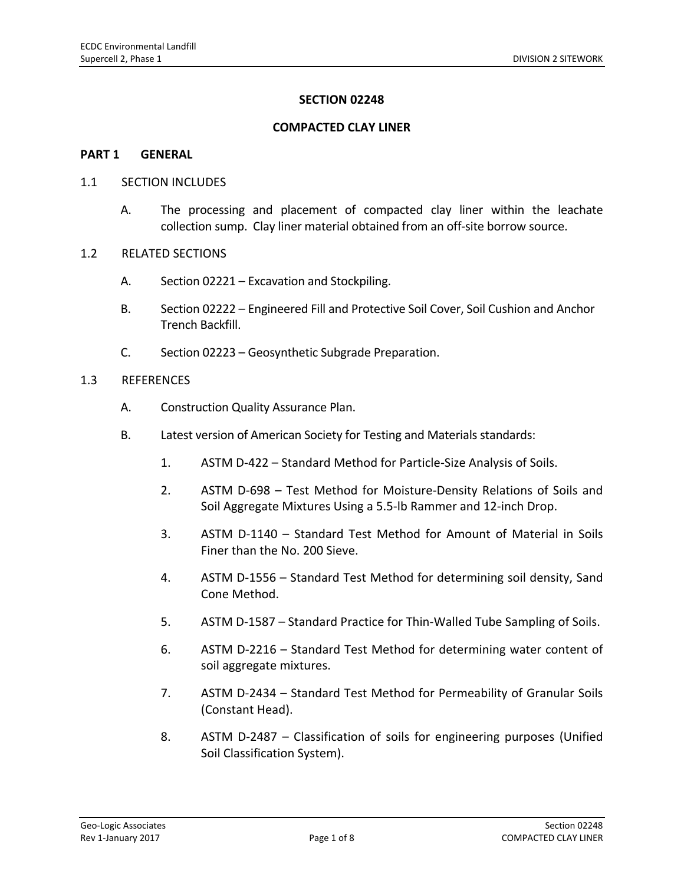# SECTION 02248

## COMPACTED CLAY LINER

## PART 1 GENERAL

### 1.1 SECTION INCLUDES

A. The processing and placement of compacted clay liner within the leachate collection sump. Clay liner material obtained from an off-site borrow source.

### 1.2 RELATED SECTIONS

A. Section 02221 – Excavation and Stockpiling.

B. Section 02222 – Engineered Fill and Protective Soil Cover, Soil Cushion and Anchor Trench Backfill.

C. Section 02223 – Geosynthetic Subgrade Preparation.

### 1.3 REFERENCES

A. Construction Quality Assurance Plan.

B. Latest version of American Society for Testing and Materials standards:

1. ASTM D-422 – Standard Method for Particle-Size Analysis of Soils.
2. ASTM D-698 – Test Method for Moisture-Density Relations of Soils and Soil Aggregate Mixtures Using a 5.5-lb Rammer and 12-inch Drop.
3. ASTM D-1140 – Standard Test Method for Amount of Material in Soils Finer than the No. 200 Sieve.
4. ASTM D-1556 – Standard Test Method for determining soil density, Sand Cone Method.
5. ASTM D-1587 – Standard Practice for Thin-Walled Tube Sampling of Soils.
6. ASTM D-2216 – Standard Test Method for determining water content of soil aggregate mixtures.
7. ASTM D-2434 – Standard Test Method for Permeability of Granular Soils (Constant Head).
8. ASTM D-2487 – Classification of soils for engineering purposes (Unified Soil Classification System).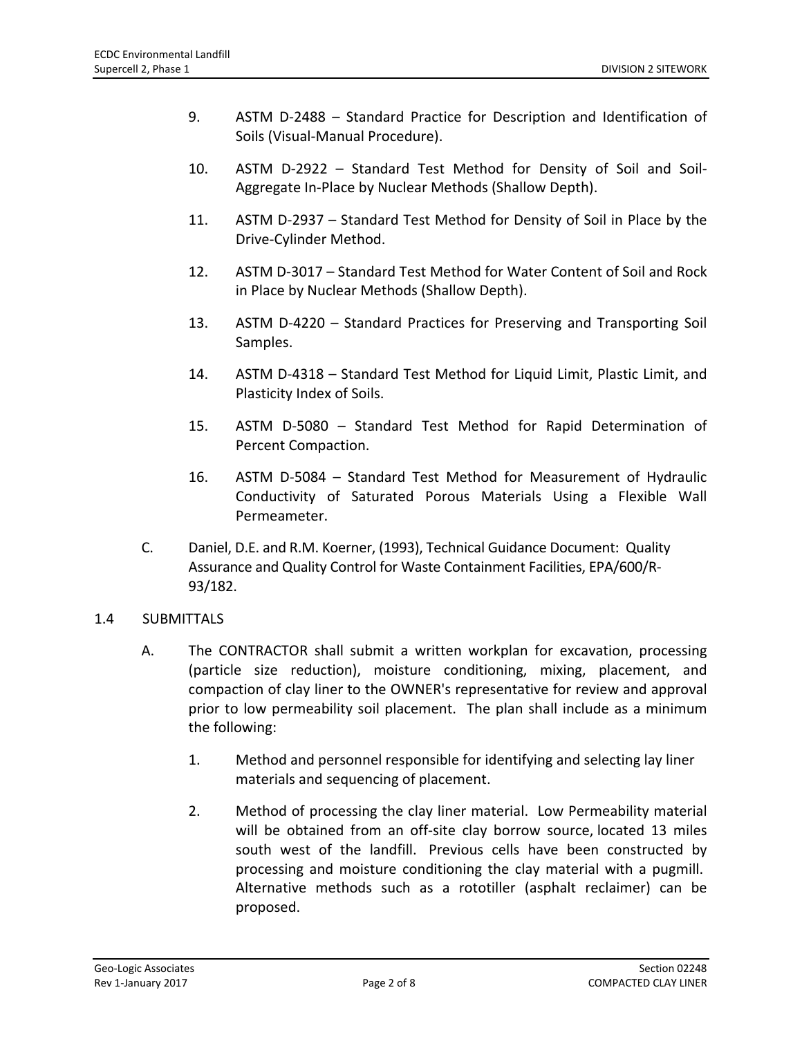9. ASTM D-2488 – Standard Practice for Description and Identification of Soils (Visual-Manual Procedure).

10. ASTM D-2922 – Standard Test Method for Density of Soil and Soil-Aggregate In-Place by Nuclear Methods (Shallow Depth).

11. ASTM D-2937 – Standard Test Method for Density of Soil in Place by the Drive-Cylinder Method.

12. ASTM D-3017 – Standard Test Method for Water Content of Soil and Rock in Place by Nuclear Methods (Shallow Depth).

13. ASTM D-4220 – Standard Practices for Preserving and Transporting Soil Samples.

14. ASTM D-4318 – Standard Test Method for Liquid Limit, Plastic Limit, and Plasticity Index of Soils.

15. ASTM D-5080 – Standard Test Method for Rapid Determination of Percent Compaction.

16. ASTM D-5084 – Standard Test Method for Measurement of Hydraulic Conductivity of Saturated Porous Materials Using a Flexible Wall Permeameter.

C. Daniel, D.E. and R.M. Koerner, (1993), Technical Guidance Document: Quality Assurance and Quality Control for Waste Containment Facilities, EPA/600/R-93/182.

## 1.4 SUBMITTALS

A. The CONTRACTOR shall submit a written workplan for excavation, processing (particle size reduction), moisture conditioning, mixing, placement, and compaction of clay liner to the OWNER's representative for review and approval prior to low permeability soil placement. The plan shall include as a minimum the following:

1. Method and personnel responsible for identifying and selecting lay liner materials and sequencing of placement.

2. Method of processing the clay liner material. Low Permeability material will be obtained from an off-site clay borrow source, located 13 miles south west of the landfill. Previous cells have been constructed by processing and moisture conditioning the clay material with a pugmill. Alternative methods such as a rototiller (asphalt reclaimer) can be proposed.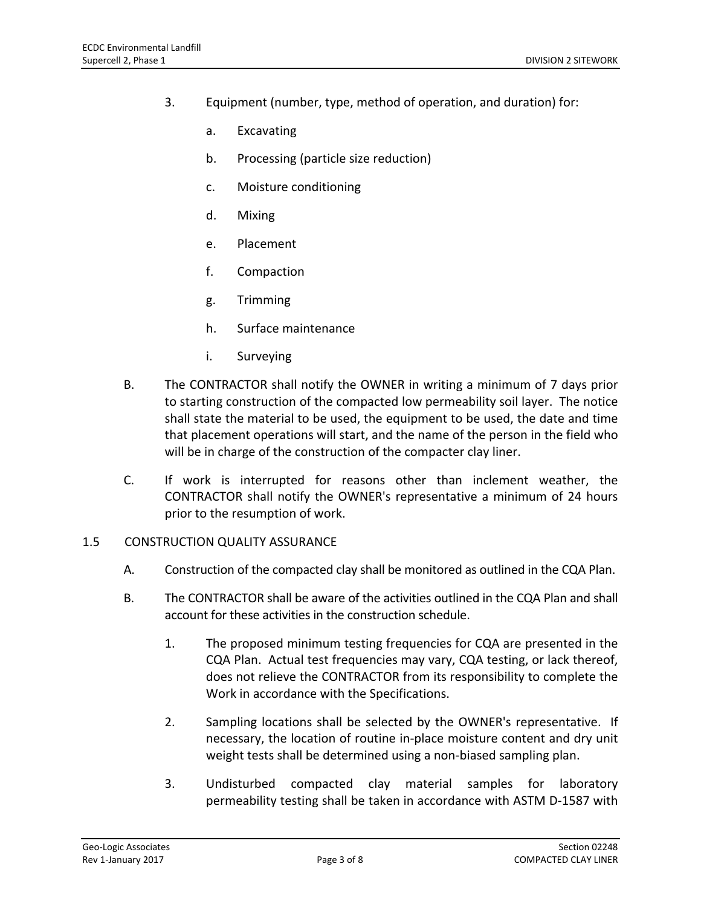3. Equipment (number, type, method of operation, and duration) for:

    a. Excavating

    b. Processing (particle size reduction)

    c. Moisture conditioning

    d. Mixing

    e. Placement

    f. Compaction

    g. Trimming

    h. Surface maintenance

    i. Surveying

B. The CONTRACTOR shall notify the OWNER in writing a minimum of 7 days prior to starting construction of the compacted low permeability soil layer. The notice shall state the material to be used, the equipment to be used, the date and time that placement operations will start, and the name of the person in the field who will be in charge of the construction of the compacter clay liner.

C. If work is interrupted for reasons other than inclement weather, the CONTRACTOR shall notify the OWNER's representative a minimum of 24 hours prior to the resumption of work.

## 1.5 CONSTRUCTION QUALITY ASSURANCE

A. Construction of the compacted clay shall be monitored as outlined in the CQA Plan.

B. The CONTRACTOR shall be aware of the activities outlined in the CQA Plan and shall account for these activities in the construction schedule.

1. The proposed minimum testing frequencies for CQA are presented in the CQA Plan. Actual test frequencies may vary, CQA testing, or lack thereof, does not relieve the CONTRACTOR from its responsibility to complete the Work in accordance with the Specifications.

2. Sampling locations shall be selected by the OWNER's representative. If necessary, the location of routine in-place moisture content and dry unit weight tests shall be determined using a non-biased sampling plan.

3. Undisturbed compacted clay material samples for laboratory permeability testing shall be taken in accordance with ASTM D-1587 with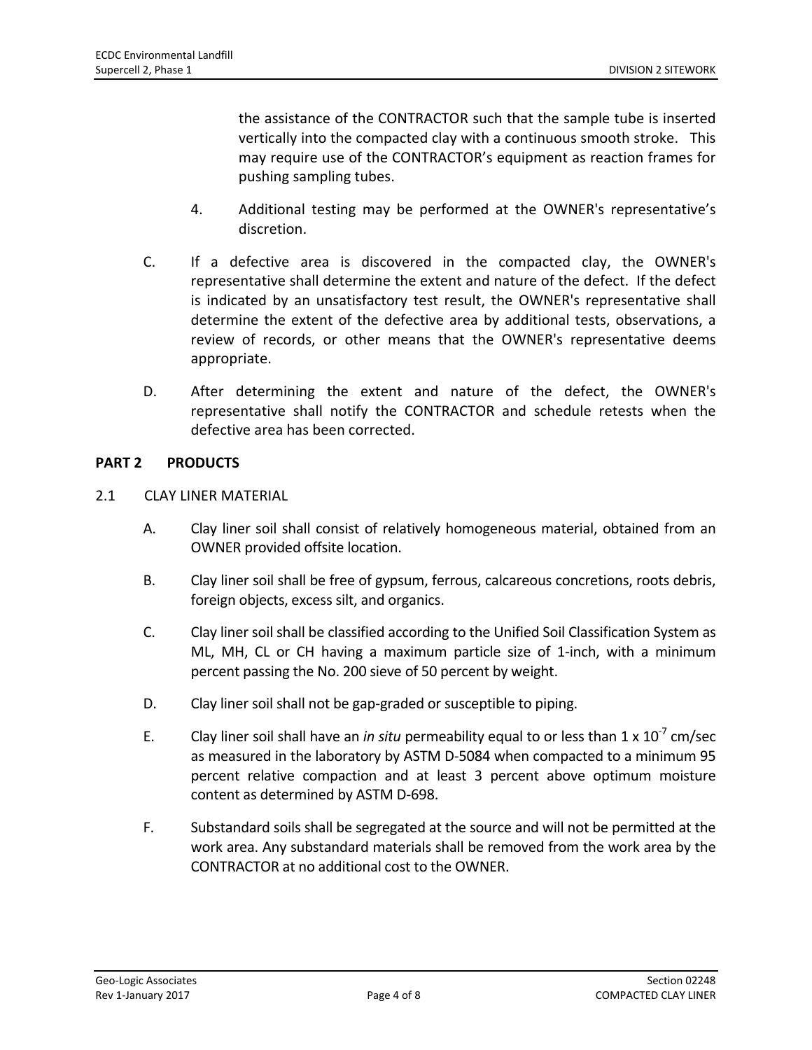the assistance of the CONTRACTOR such that the sample tube is inserted vertically into the compacted clay with a continuous smooth stroke. This may require use of the CONTRACTOR's equipment as reaction frames for pushing sampling tubes.

4. Additional testing may be performed at the OWNER's representative's discretion.

C. If a defective area is discovered in the compacted clay, the OWNER's representative shall determine the extent and nature of the defect. If the defect is indicated by an unsatisfactory test result, the OWNER's representative shall determine the extent of the defective area by additional tests, observations, a review of records, or other means that the OWNER's representative deems appropriate.

D. After determining the extent and nature of the defect, the OWNER's representative shall notify the CONTRACTOR and schedule retests when the defective area has been corrected.

## PART 2 PRODUCTS

### 2.1 CLAY LINER MATERIAL

A. Clay liner soil shall consist of relatively homogeneous material, obtained from an OWNER provided offsite location.

B. Clay liner soil shall be free of gypsum, ferrous, calcareous concretions, roots debris, foreign objects, excess silt, and organics.

C. Clay liner soil shall be classified according to the Unified Soil Classification System as ML, MH, CL or CH having a maximum particle size of 1-inch, with a minimum percent passing the No. 200 sieve of 50 percent by weight.

D. Clay liner soil shall not be gap-graded or susceptible to piping.

E. Clay liner soil shall have an *in situ* permeability equal to or less than $1 \times 10^{-7}$ cm/sec as measured in the laboratory by ASTM D-5084 when compacted to a minimum 95 percent relative compaction and at least 3 percent above optimum moisture content as determined by ASTM D-698.

F. Substandard soils shall be segregated at the source and will not be permitted at the work area. Any substandard materials shall be removed from the work area by the CONTRACTOR at no additional cost to the OWNER.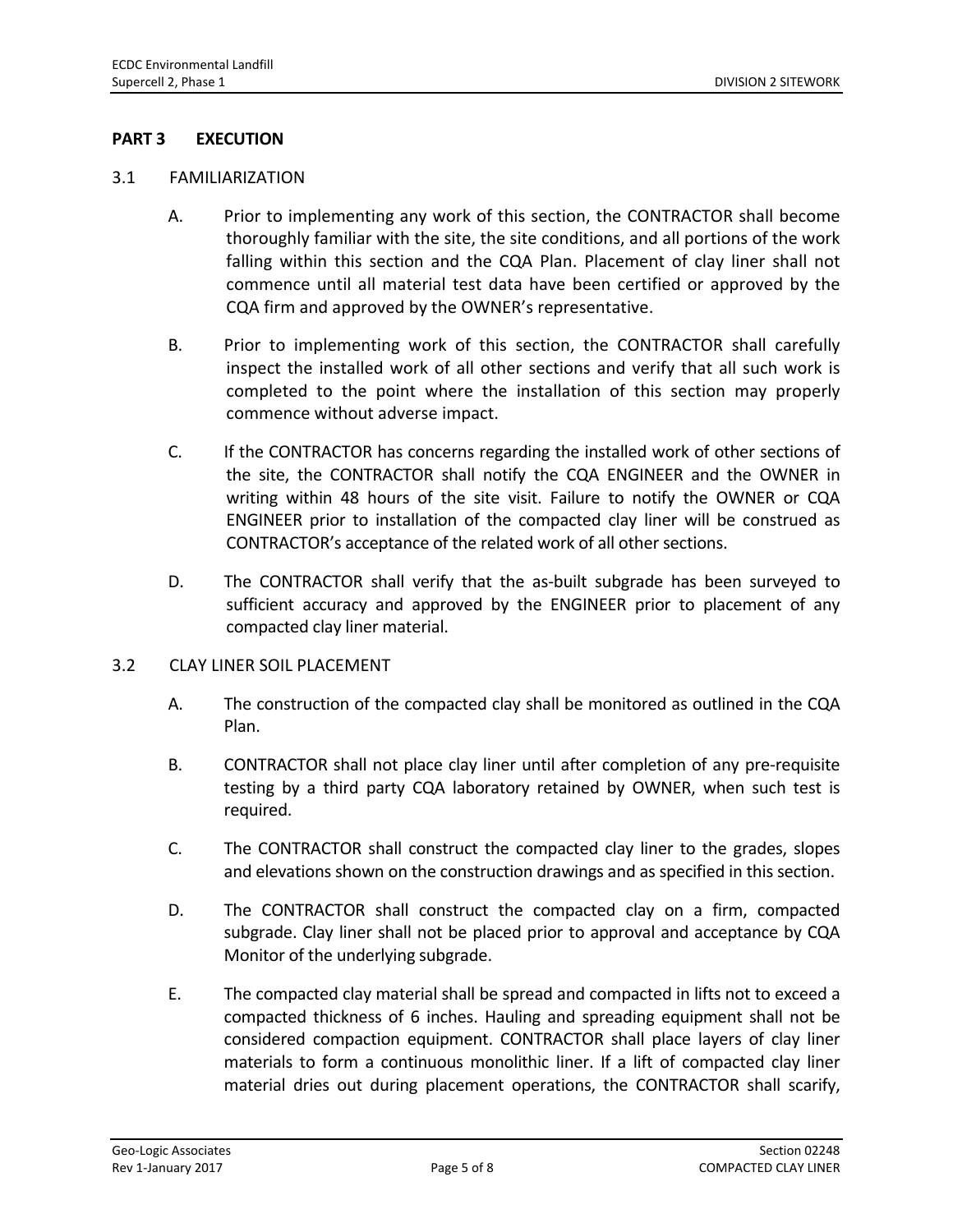## PART 3 EXECUTION

### 3.1 FAMILIARIZATION

A. Prior to implementing any work of this section, the CONTRACTOR shall become thoroughly familiar with the site, the site conditions, and all portions of the work falling within this section and the CQA Plan. Placement of clay liner shall not commence until all material test data have been certified or approved by the CQA firm and approved by the OWNER's representative.

B. Prior to implementing work of this section, the CONTRACTOR shall carefully inspect the installed work of all other sections and verify that all such work is completed to the point where the installation of this section may properly commence without adverse impact.

C. If the CONTRACTOR has concerns regarding the installed work of other sections of the site, the CONTRACTOR shall notify the CQA ENGINEER and the OWNER in writing within 48 hours of the site visit. Failure to notify the OWNER or CQA ENGINEER prior to installation of the compacted clay liner will be construed as CONTRACTOR's acceptance of the related work of all other sections.

D. The CONTRACTOR shall verify that the as-built subgrade has been surveyed to sufficient accuracy and approved by the ENGINEER prior to placement of any compacted clay liner material.

### 3.2 CLAY LINER SOIL PLACEMENT

A. The construction of the compacted clay shall be monitored as outlined in the CQA Plan.

B. CONTRACTOR shall not place clay liner until after completion of any pre-requisite testing by a third party CQA laboratory retained by OWNER, when such test is required.

C. The CONTRACTOR shall construct the compacted clay liner to the grades, slopes and elevations shown on the construction drawings and as specified in this section.

D. The CONTRACTOR shall construct the compacted clay on a firm, compacted subgrade. Clay liner shall not be placed prior to approval and acceptance by CQA Monitor of the underlying subgrade.

E. The compacted clay material shall be spread and compacted in lifts not to exceed a compacted thickness of 6 inches. Hauling and spreading equipment shall not be considered compaction equipment. CONTRACTOR shall place layers of clay liner materials to form a continuous monolithic liner. If a lift of compacted clay liner material dries out during placement operations, the CONTRACTOR shall scarify,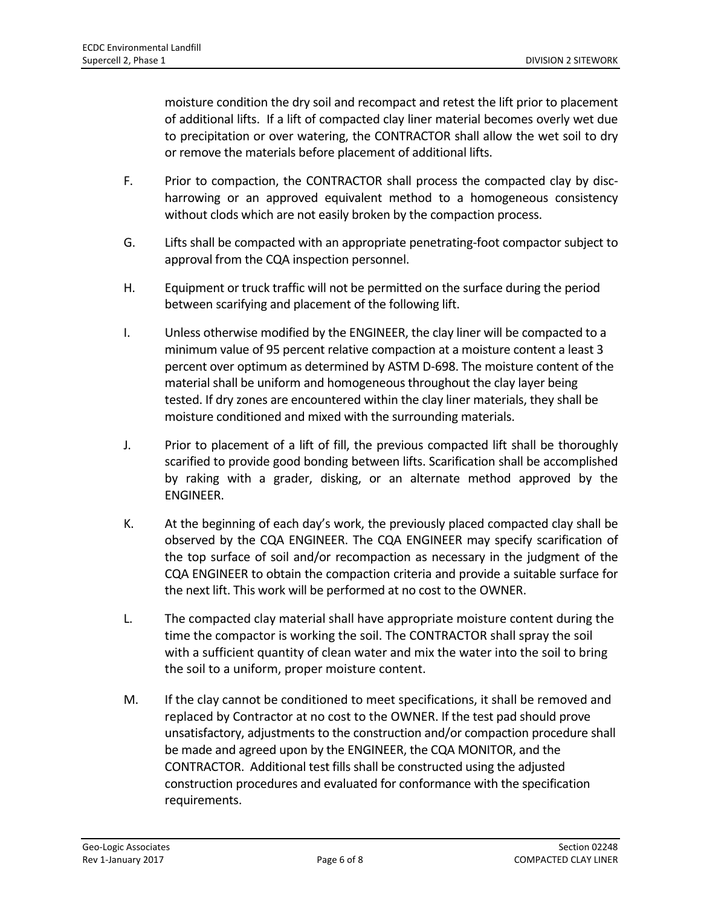moisture condition the dry soil and recompact and retest the lift prior to placement of additional lifts. If a lift of compacted clay liner material becomes overly wet due to precipitation or over watering, the CONTRACTOR shall allow the wet soil to dry or remove the materials before placement of additional lifts.

F. Prior to compaction, the CONTRACTOR shall process the compacted clay by disc-harrowing or an approved equivalent method to a homogeneous consistency without clods which are not easily broken by the compaction process.

G. Lifts shall be compacted with an appropriate penetrating-foot compactor subject to approval from the CQA inspection personnel.

H. Equipment or truck traffic will not be permitted on the surface during the period between scarifying and placement of the following lift.

I. Unless otherwise modified by the ENGINEER, the clay liner will be compacted to a minimum value of 95 percent relative compaction at a moisture content a least 3 percent over optimum as determined by ASTM D-698. The moisture content of the material shall be uniform and homogeneous throughout the clay layer being tested. If dry zones are encountered within the clay liner materials, they shall be moisture conditioned and mixed with the surrounding materials.

J. Prior to placement of a lift of fill, the previous compacted lift shall be thoroughly scarified to provide good bonding between lifts. Scarification shall be accomplished by raking with a grader, disking, or an alternate method approved by the ENGINEER.

K. At the beginning of each day's work, the previously placed compacted clay shall be observed by the CQA ENGINEER. The CQA ENGINEER may specify scarification of the top surface of soil and/or recompaction as necessary in the judgment of the CQA ENGINEER to obtain the compaction criteria and provide a suitable surface for the next lift. This work will be performed at no cost to the OWNER.

L. The compacted clay material shall have appropriate moisture content during the time the compactor is working the soil. The CONTRACTOR shall spray the soil with a sufficient quantity of clean water and mix the water into the soil to bring the soil to a uniform, proper moisture content.

M. If the clay cannot be conditioned to meet specifications, it shall be removed and replaced by Contractor at no cost to the OWNER. If the test pad should prove unsatisfactory, adjustments to the construction and/or compaction procedure shall be made and agreed upon by the ENGINEER, the CQA MONITOR, and the CONTRACTOR. Additional test fills shall be constructed using the adjusted construction procedures and evaluated for conformance with the specification requirements.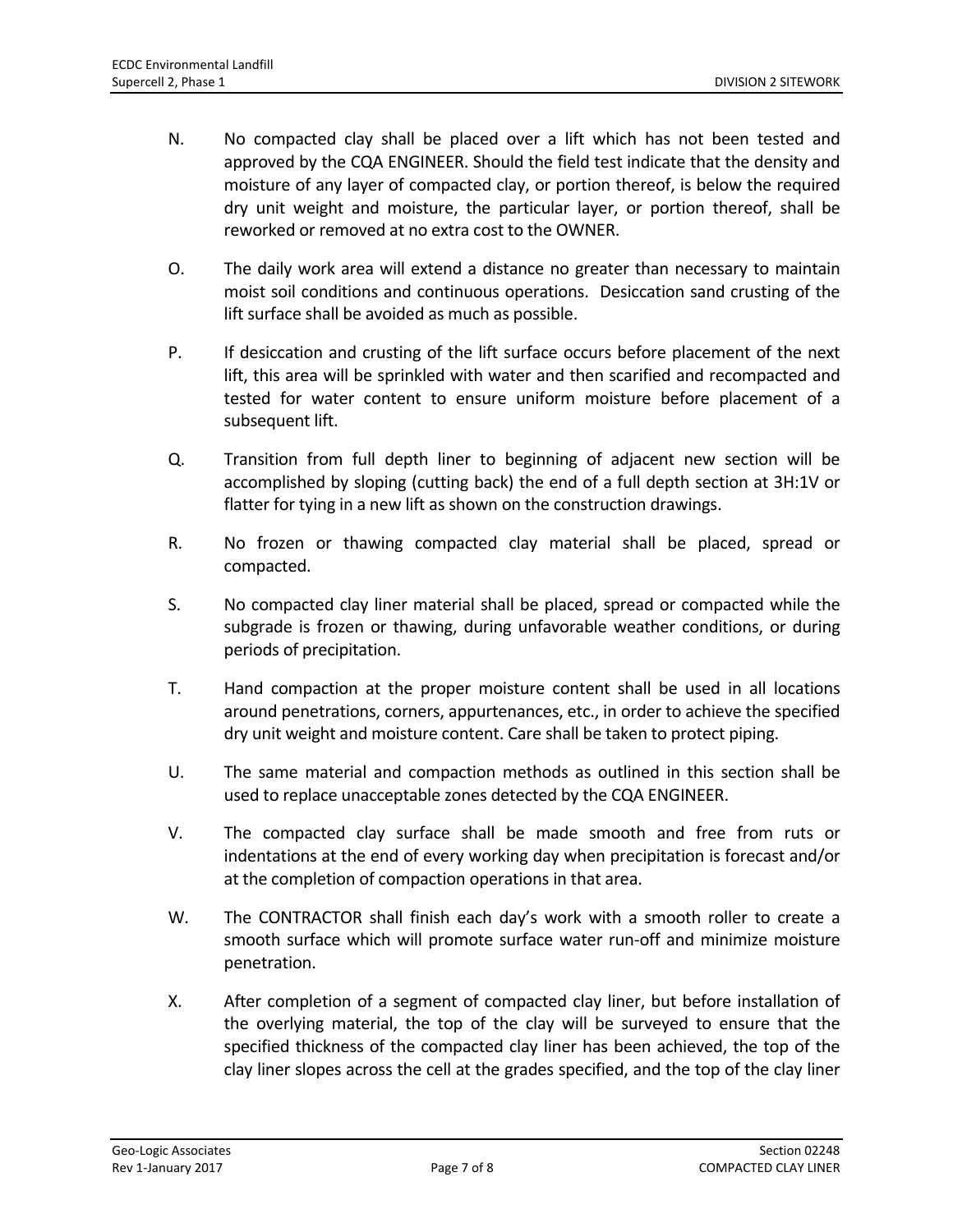N. No compacted clay shall be placed over a lift which has not been tested and approved by the CQA ENGINEER. Should the field test indicate that the density and moisture of any layer of compacted clay, or portion thereof, is below the required dry unit weight and moisture, the particular layer, or portion thereof, shall be reworked or removed at no extra cost to the OWNER.

O. The daily work area will extend a distance no greater than necessary to maintain moist soil conditions and continuous operations. Desiccation sand crusting of the lift surface shall be avoided as much as possible.

P. If desiccation and crusting of the lift surface occurs before placement of the next lift, this area will be sprinkled with water and then scarified and recompacted and tested for water content to ensure uniform moisture before placement of a subsequent lift.

Q. Transition from full depth liner to beginning of adjacent new section will be accomplished by sloping (cutting back) the end of a full depth section at 3H:1V or flatter for tying in a new lift as shown on the construction drawings.

R. No frozen or thawing compacted clay material shall be placed, spread or compacted.

S. No compacted clay liner material shall be placed, spread or compacted while the subgrade is frozen or thawing, during unfavorable weather conditions, or during periods of precipitation.

T. Hand compaction at the proper moisture content shall be used in all locations around penetrations, corners, appurtenances, etc., in order to achieve the specified dry unit weight and moisture content. Care shall be taken to protect piping.

U. The same material and compaction methods as outlined in this section shall be used to replace unacceptable zones detected by the CQA ENGINEER.

V. The compacted clay surface shall be made smooth and free from ruts or indentations at the end of every working day when precipitation is forecast and/or at the completion of compaction operations in that area.

W. The CONTRACTOR shall finish each day's work with a smooth roller to create a smooth surface which will promote surface water run-off and minimize moisture penetration.

X. After completion of a segment of compacted clay liner, but before installation of the overlying material, the top of the clay will be surveyed to ensure that the specified thickness of the compacted clay liner has been achieved, the top of the clay liner slopes across the cell at the grades specified, and the top of the clay liner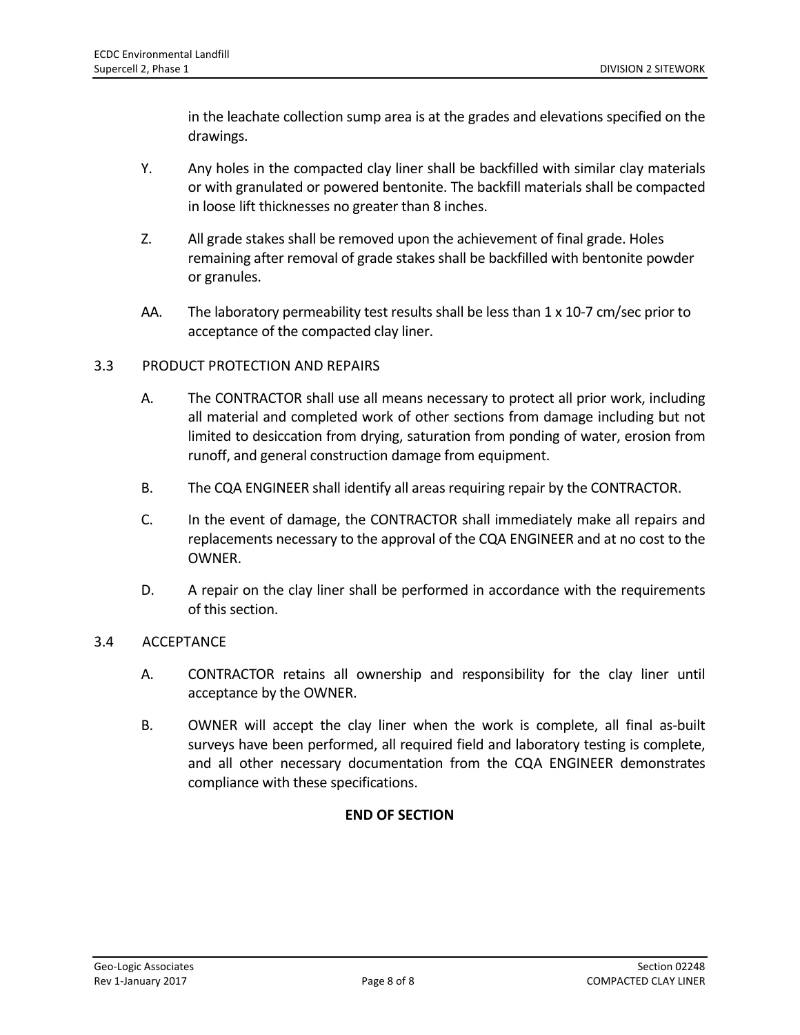in the leachate collection sump area is at the grades and elevations specified on the drawings.

Y. Any holes in the compacted clay liner shall be backfilled with similar clay materials or with granulated or powered bentonite. The backfill materials shall be compacted in loose lift thicknesses no greater than 8 inches.

Z. All grade stakes shall be removed upon the achievement of final grade. Holes remaining after removal of grade stakes shall be backfilled with bentonite powder or granules.

AA. The laboratory permeability test results shall be less than 1 x 10-7 cm/sec prior to acceptance of the compacted clay liner.

## 3.3 PRODUCT PROTECTION AND REPAIRS

A. The CONTRACTOR shall use all means necessary to protect all prior work, including all material and completed work of other sections from damage including but not limited to desiccation from drying, saturation from ponding of water, erosion from runoff, and general construction damage from equipment.

B. The CQA ENGINEER shall identify all areas requiring repair by the CONTRACTOR.

C. In the event of damage, the CONTRACTOR shall immediately make all repairs and replacements necessary to the approval of the CQA ENGINEER and at no cost to the OWNER.

D. A repair on the clay liner shall be performed in accordance with the requirements of this section.

## 3.4 ACCEPTANCE

A. CONTRACTOR retains all ownership and responsibility for the clay liner until acceptance by the OWNER.

B. OWNER will accept the clay liner when the work is complete, all final as-built surveys have been performed, all required field and laboratory testing is complete, and all other necessary documentation from the CQA ENGINEER demonstrates compliance with these specifications.

**END OF SECTION**